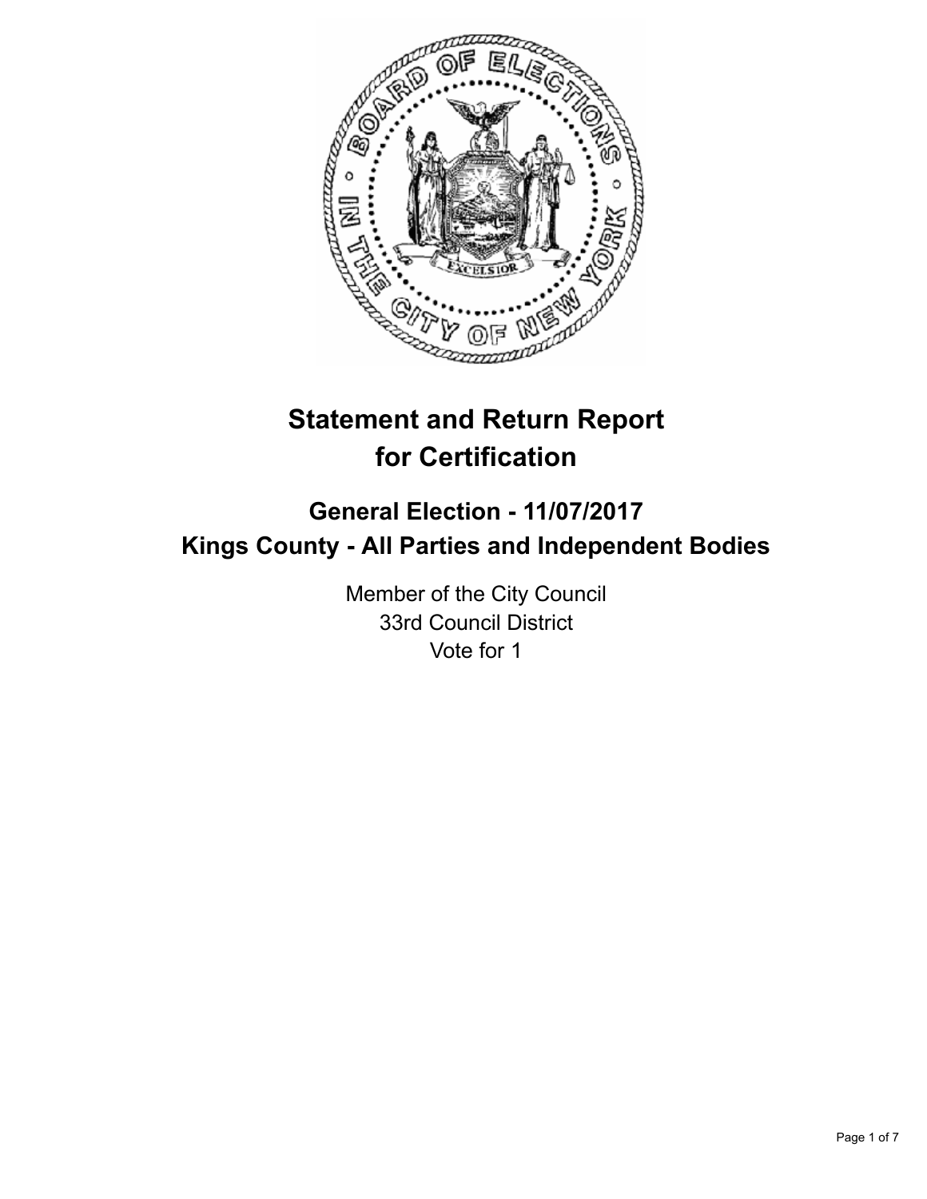# Statement and Return Report for Certification

## General Election - 11/07/2017
## Kings County - All Parties and Independent Bodies

Member of the City Council
33rd Council District
Vote for 1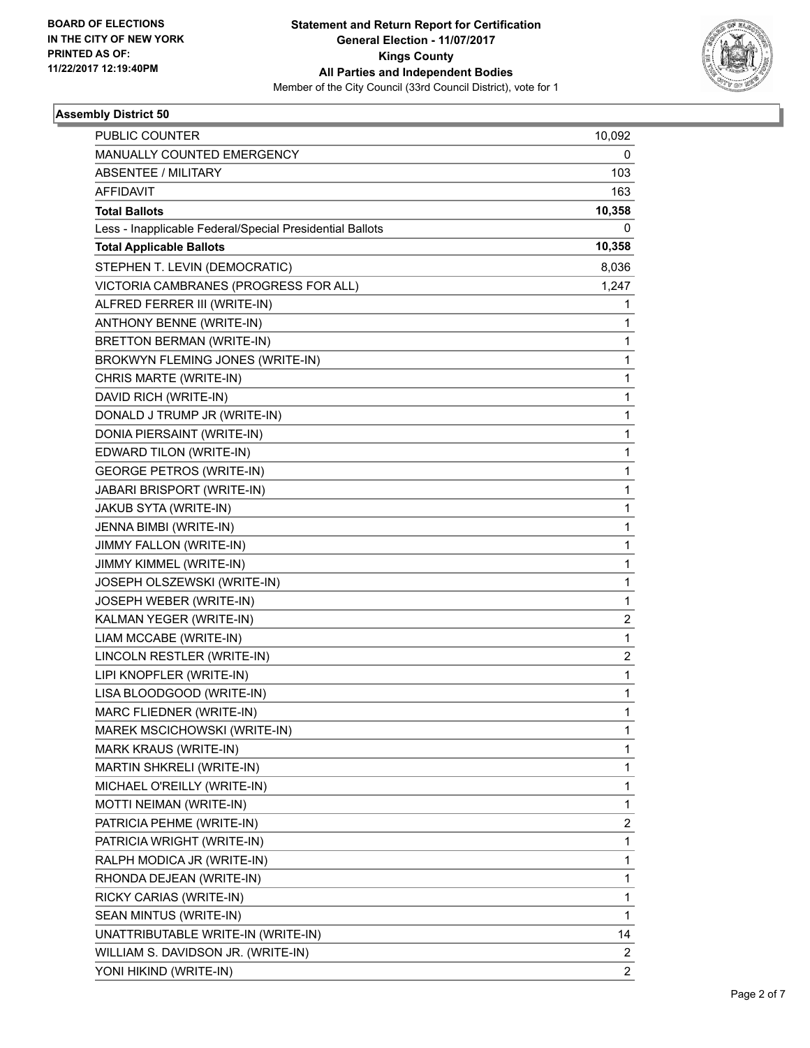**BOARD OF ELECTIONS IN THE CITY OF NEW YORK PRINTED AS OF: 11/22/2017 12:19:40PM**

**Statement and Return Report for Certification**
**General Election - 11/07/2017**
**Kings County**
**All Parties and Independent Bodies**
Member of the City Council (33rd Council District), vote for 1

### Assembly District 50

| | |
|---|---|
| PUBLIC COUNTER | 10,092 |
| MANUALLY COUNTED EMERGENCY | 0 |
| ABSENTEE / MILITARY | 103 |
| AFFIDAVIT | 163 |
| **Total Ballots** | **10,358** |
| Less - Inapplicable Federal/Special Presidential Ballots | 0 |
| **Total Applicable Ballots** | **10,358** |
| STEPHEN T. LEVIN (DEMOCRATIC) | 8,036 |
| VICTORIA CAMBRANES (PROGRESS FOR ALL) | 1,247 |
| ALFRED FERRER III (WRITE-IN) | 1 |
| ANTHONY BENNE (WRITE-IN) | 1 |
| BRETTON BERMAN (WRITE-IN) | 1 |
| BROKWYN FLEMING JONES (WRITE-IN) | 1 |
| CHRIS MARTE (WRITE-IN) | 1 |
| DAVID RICH (WRITE-IN) | 1 |
| DONALD J TRUMP JR (WRITE-IN) | 1 |
| DONIA PIERSAINT (WRITE-IN) | 1 |
| EDWARD TILON (WRITE-IN) | 1 |
| GEORGE PETROS (WRITE-IN) | 1 |
| JABARI BRISPORT (WRITE-IN) | 1 |
| JAKUB SYTA (WRITE-IN) | 1 |
| JENNA BIMBI (WRITE-IN) | 1 |
| JIMMY FALLON (WRITE-IN) | 1 |
| JIMMY KIMMEL (WRITE-IN) | 1 |
| JOSEPH OLSZEWSKI (WRITE-IN) | 1 |
| JOSEPH WEBER (WRITE-IN) | 1 |
| KALMAN YEGER (WRITE-IN) | 2 |
| LIAM MCCABE (WRITE-IN) | 1 |
| LINCOLN RESTLER (WRITE-IN) | 2 |
| LIPI KNOPFLER (WRITE-IN) | 1 |
| LISA BLOODGOOD (WRITE-IN) | 1 |
| MARC FLIEDNER (WRITE-IN) | 1 |
| MAREK MSCICHOWSKI (WRITE-IN) | 1 |
| MARK KRAUS (WRITE-IN) | 1 |
| MARTIN SHKRELI (WRITE-IN) | 1 |
| MICHAEL O'REILLY (WRITE-IN) | 1 |
| MOTTI NEIMAN (WRITE-IN) | 1 |
| PATRICIA PEHME (WRITE-IN) | 2 |
| PATRICIA WRIGHT (WRITE-IN) | 1 |
| RALPH MODICA JR (WRITE-IN) | 1 |
| RHONDA DEJEAN (WRITE-IN) | 1 |
| RICKY CARIAS (WRITE-IN) | 1 |
| SEAN MINTUS (WRITE-IN) | 1 |
| UNATTRIBUTABLE WRITE-IN (WRITE-IN) | 14 |
| WILLIAM S. DAVIDSON JR. (WRITE-IN) | 2 |
| YONI HIKIND (WRITE-IN) | 2 |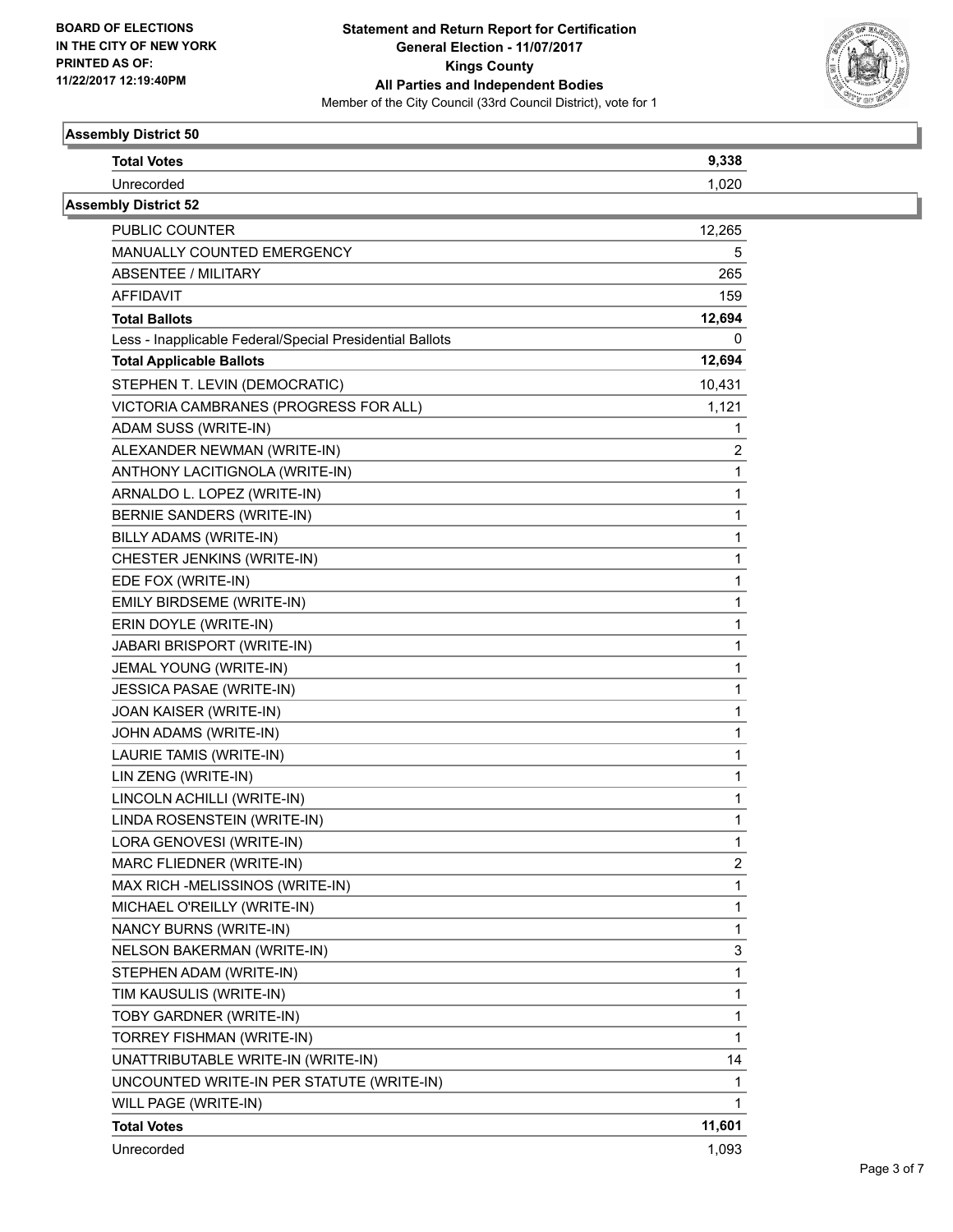**BOARD OF ELECTIONS IN THE CITY OF NEW YORK PRINTED AS OF: 11/22/2017 12:19:40PM**

# Statement and Return Report for Certification
## General Election - 11/07/2017
## Kings County
## All Parties and Independent Bodies
Member of the City Council (33rd Council District), vote for 1

### Assembly District 50

| | |
|---|---|
| **Total Votes** | **9,338** |
| Unrecorded | 1,020 |

### Assembly District 52

| | |
|---|---|
| PUBLIC COUNTER | 12,265 |
| MANUALLY COUNTED EMERGENCY | 5 |
| ABSENTEE / MILITARY | 265 |
| AFFIDAVIT | 159 |
| **Total Ballots** | **12,694** |
| Less - Inapplicable Federal/Special Presidential Ballots | 0 |
| **Total Applicable Ballots** | **12,694** |
| STEPHEN T. LEVIN (DEMOCRATIC) | 10,431 |
| VICTORIA CAMBRANES (PROGRESS FOR ALL) | 1,121 |
| ADAM SUSS (WRITE-IN) | 1 |
| ALEXANDER NEWMAN (WRITE-IN) | 2 |
| ANTHONY LACITIGNOLA (WRITE-IN) | 1 |
| ARNALDO L. LOPEZ (WRITE-IN) | 1 |
| BERNIE SANDERS (WRITE-IN) | 1 |
| BILLY ADAMS (WRITE-IN) | 1 |
| CHESTER JENKINS (WRITE-IN) | 1 |
| EDE FOX (WRITE-IN) | 1 |
| EMILY BIRDSEME (WRITE-IN) | 1 |
| ERIN DOYLE (WRITE-IN) | 1 |
| JABARI BRISPORT (WRITE-IN) | 1 |
| JEMAL YOUNG (WRITE-IN) | 1 |
| JESSICA PASAE (WRITE-IN) | 1 |
| JOAN KAISER (WRITE-IN) | 1 |
| JOHN ADAMS (WRITE-IN) | 1 |
| LAURIE TAMIS (WRITE-IN) | 1 |
| LIN ZENG (WRITE-IN) | 1 |
| LINCOLN ACHILLI (WRITE-IN) | 1 |
| LINDA ROSENSTEIN (WRITE-IN) | 1 |
| LORA GENOVESI (WRITE-IN) | 1 |
| MARC FLIEDNER (WRITE-IN) | 2 |
| MAX RICH -MELISSINOS (WRITE-IN) | 1 |
| MICHAEL O'REILLY (WRITE-IN) | 1 |
| NANCY BURNS (WRITE-IN) | 1 |
| NELSON BAKERMAN (WRITE-IN) | 3 |
| STEPHEN ADAM (WRITE-IN) | 1 |
| TIM KAUSULIS (WRITE-IN) | 1 |
| TOBY GARDNER (WRITE-IN) | 1 |
| TORREY FISHMAN (WRITE-IN) | 1 |
| UNATTRIBUTABLE WRITE-IN (WRITE-IN) | 14 |
| UNCOUNTED WRITE-IN PER STATUTE (WRITE-IN) | 1 |
| WILL PAGE (WRITE-IN) | 1 |
| **Total Votes** | **11,601** |
| Unrecorded | 1,093 |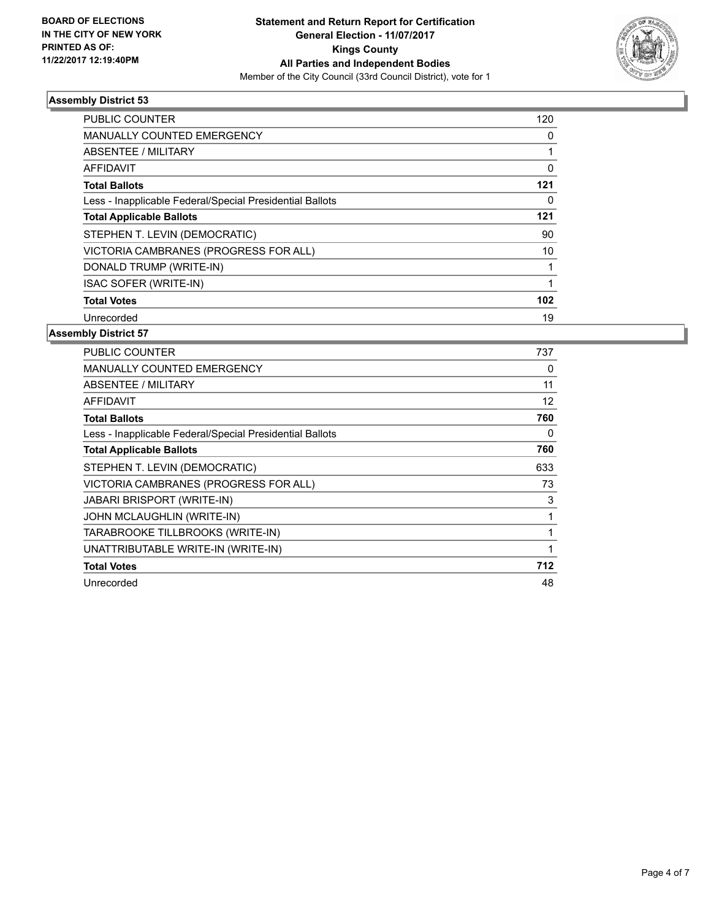BOARD OF ELECTIONS
IN THE CITY OF NEW YORK
PRINTED AS OF:
11/22/2017 12:19:40PM

**Statement and Return Report for Certification**
**General Election - 11/07/2017**
**Kings County**
**All Parties and Independent Bodies**
Member of the City Council (33rd Council District), vote for 1

### Assembly District 53

| | |
|---|---|
| PUBLIC COUNTER | 120 |
| MANUALLY COUNTED EMERGENCY | 0 |
| ABSENTEE / MILITARY | 1 |
| AFFIDAVIT | 0 |
| **Total Ballots** | **121** |
| Less - Inapplicable Federal/Special Presidential Ballots | 0 |
| **Total Applicable Ballots** | **121** |
| STEPHEN T. LEVIN (DEMOCRATIC) | 90 |
| VICTORIA CAMBRANES (PROGRESS FOR ALL) | 10 |
| DONALD TRUMP (WRITE-IN) | 1 |
| ISAC SOFER (WRITE-IN) | 1 |
| **Total Votes** | **102** |
| Unrecorded | 19 |

### Assembly District 57

| | |
|---|---|
| PUBLIC COUNTER | 737 |
| MANUALLY COUNTED EMERGENCY | 0 |
| ABSENTEE / MILITARY | 11 |
| AFFIDAVIT | 12 |
| **Total Ballots** | **760** |
| Less - Inapplicable Federal/Special Presidential Ballots | 0 |
| **Total Applicable Ballots** | **760** |
| STEPHEN T. LEVIN (DEMOCRATIC) | 633 |
| VICTORIA CAMBRANES (PROGRESS FOR ALL) | 73 |
| JABARI BRISPORT (WRITE-IN) | 3 |
| JOHN MCLAUGHLIN (WRITE-IN) | 1 |
| TARABROOKE TILLBROOKS (WRITE-IN) | 1 |
| UNATTRIBUTABLE WRITE-IN (WRITE-IN) | 1 |
| **Total Votes** | **712** |
| Unrecorded | 48 |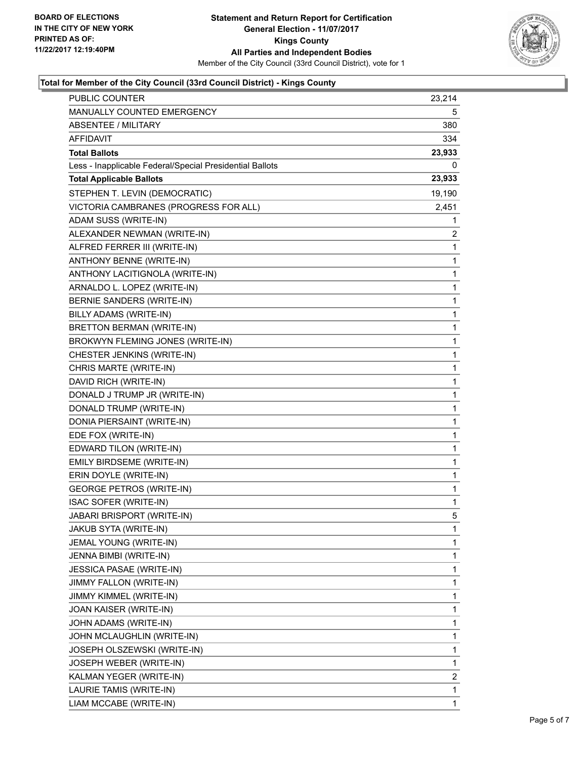BOARD OF ELECTIONS
IN THE CITY OF NEW YORK
PRINTED AS OF:
11/22/2017 12:19:40PM

**Statement and Return Report for Certification**
**General Election - 11/07/2017**
**Kings County**
**All Parties and Independent Bodies**
Member of the City Council (33rd Council District), vote for 1

### Total for Member of the City Council (33rd Council District) - Kings County

| | |
|---|---|
| PUBLIC COUNTER | 23,214 |
| MANUALLY COUNTED EMERGENCY | 5 |
| ABSENTEE / MILITARY | 380 |
| AFFIDAVIT | 334 |
| **Total Ballots** | **23,933** |
| Less - Inapplicable Federal/Special Presidential Ballots | 0 |
| **Total Applicable Ballots** | **23,933** |
| STEPHEN T. LEVIN (DEMOCRATIC) | 19,190 |
| VICTORIA CAMBRANES (PROGRESS FOR ALL) | 2,451 |
| ADAM SUSS (WRITE-IN) | 1 |
| ALEXANDER NEWMAN (WRITE-IN) | 2 |
| ALFRED FERRER III (WRITE-IN) | 1 |
| ANTHONY BENNE (WRITE-IN) | 1 |
| ANTHONY LACITIGNOLA (WRITE-IN) | 1 |
| ARNALDO L. LOPEZ (WRITE-IN) | 1 |
| BERNIE SANDERS (WRITE-IN) | 1 |
| BILLY ADAMS (WRITE-IN) | 1 |
| BRETTON BERMAN (WRITE-IN) | 1 |
| BROKWYN FLEMING JONES (WRITE-IN) | 1 |
| CHESTER JENKINS (WRITE-IN) | 1 |
| CHRIS MARTE (WRITE-IN) | 1 |
| DAVID RICH (WRITE-IN) | 1 |
| DONALD J TRUMP JR (WRITE-IN) | 1 |
| DONALD TRUMP (WRITE-IN) | 1 |
| DONIA PIERSAINT (WRITE-IN) | 1 |
| EDE FOX (WRITE-IN) | 1 |
| EDWARD TILON (WRITE-IN) | 1 |
| EMILY BIRDSEME (WRITE-IN) | 1 |
| ERIN DOYLE (WRITE-IN) | 1 |
| GEORGE PETROS (WRITE-IN) | 1 |
| ISAC SOFER (WRITE-IN) | 1 |
| JABARI BRISPORT (WRITE-IN) | 5 |
| JAKUB SYTA (WRITE-IN) | 1 |
| JEMAL YOUNG (WRITE-IN) | 1 |
| JENNA BIMBI (WRITE-IN) | 1 |
| JESSICA PASAE (WRITE-IN) | 1 |
| JIMMY FALLON (WRITE-IN) | 1 |
| JIMMY KIMMEL (WRITE-IN) | 1 |
| JOAN KAISER (WRITE-IN) | 1 |
| JOHN ADAMS (WRITE-IN) | 1 |
| JOHN MCLAUGHLIN (WRITE-IN) | 1 |
| JOSEPH OLSZEWSKI (WRITE-IN) | 1 |
| JOSEPH WEBER (WRITE-IN) | 1 |
| KALMAN YEGER (WRITE-IN) | 2 |
| LAURIE TAMIS (WRITE-IN) | 1 |
| LIAM MCCABE (WRITE-IN) | 1 |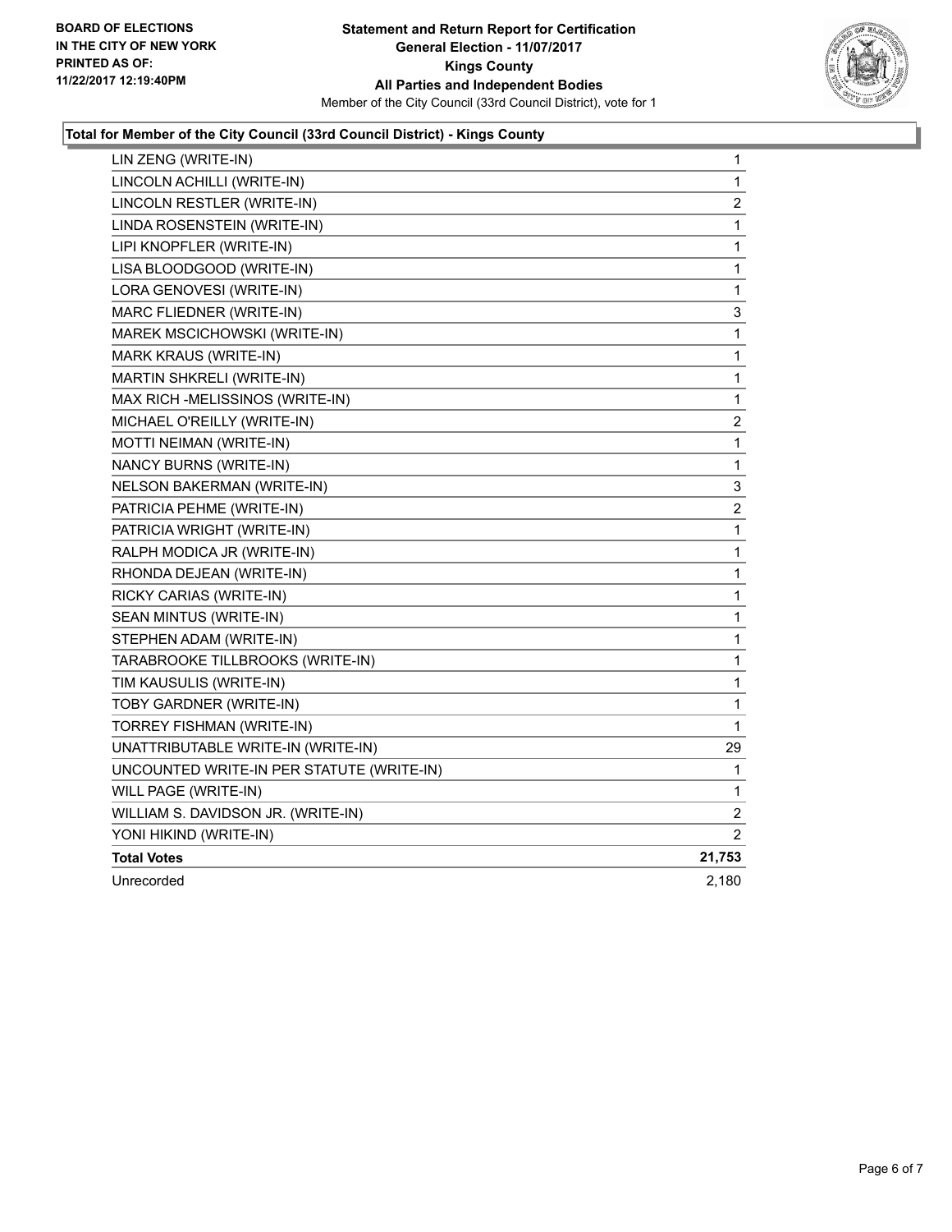**BOARD OF ELECTIONS IN THE CITY OF NEW YORK PRINTED AS OF: 11/22/2017 12:19:40PM**

**Statement and Return Report for Certification General Election - 11/07/2017 Kings County All Parties and Independent Bodies**

Member of the City Council (33rd Council District), vote for 1

### Total for Member of the City Council (33rd Council District) - Kings County

| Candidate | Votes |
|---|---|
| LIN ZENG (WRITE-IN) | 1 |
| LINCOLN ACHILLI (WRITE-IN) | 1 |
| LINCOLN RESTLER (WRITE-IN) | 2 |
| LINDA ROSENSTEIN (WRITE-IN) | 1 |
| LIPI KNOPFLER (WRITE-IN) | 1 |
| LISA BLOODGOOD (WRITE-IN) | 1 |
| LORA GENOVESI (WRITE-IN) | 1 |
| MARC FLIEDNER (WRITE-IN) | 3 |
| MAREK MSCICHOWSKI (WRITE-IN) | 1 |
| MARK KRAUS (WRITE-IN) | 1 |
| MARTIN SHKRELI (WRITE-IN) | 1 |
| MAX RICH -MELISSINOS (WRITE-IN) | 1 |
| MICHAEL O'REILLY (WRITE-IN) | 2 |
| MOTTI NEIMAN (WRITE-IN) | 1 |
| NANCY BURNS (WRITE-IN) | 1 |
| NELSON BAKERMAN (WRITE-IN) | 3 |
| PATRICIA PEHME (WRITE-IN) | 2 |
| PATRICIA WRIGHT (WRITE-IN) | 1 |
| RALPH MODICA JR (WRITE-IN) | 1 |
| RHONDA DEJEAN (WRITE-IN) | 1 |
| RICKY CARIAS (WRITE-IN) | 1 |
| SEAN MINTUS (WRITE-IN) | 1 |
| STEPHEN ADAM (WRITE-IN) | 1 |
| TARABROOKE TILLBROOKS (WRITE-IN) | 1 |
| TIM KAUSULIS (WRITE-IN) | 1 |
| TOBY GARDNER (WRITE-IN) | 1 |
| TORREY FISHMAN (WRITE-IN) | 1 |
| UNATTRIBUTABLE WRITE-IN (WRITE-IN) | 29 |
| UNCOUNTED WRITE-IN PER STATUTE (WRITE-IN) | 1 |
| WILL PAGE (WRITE-IN) | 1 |
| WILLIAM S. DAVIDSON JR. (WRITE-IN) | 2 |
| YONI HIKIND (WRITE-IN) | 2 |
| **Total Votes** | **21,753** |
| Unrecorded | 2,180 |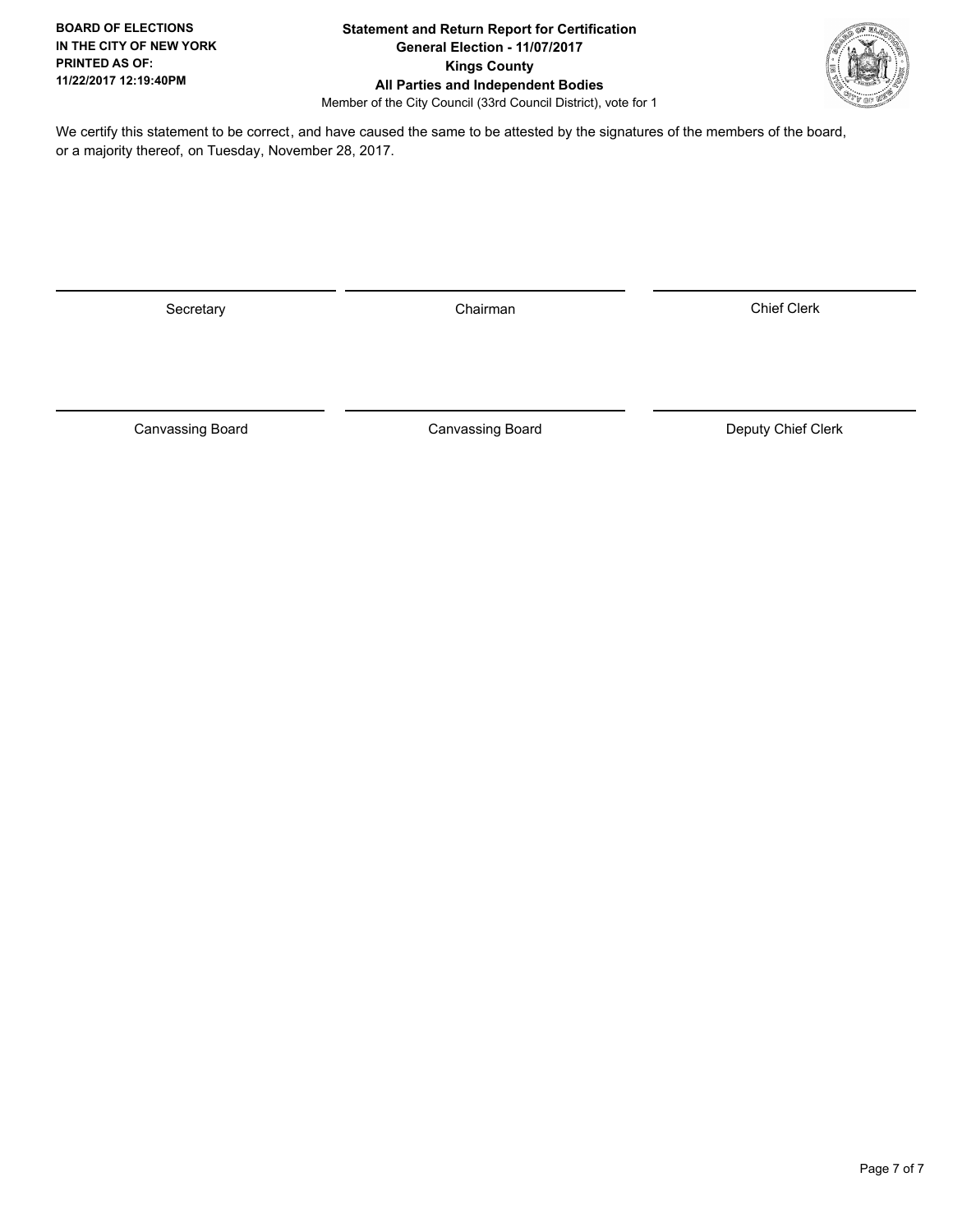We certify this statement to be correct, and have caused the same to be attested by the signatures of the members of the board, or a majority thereof, on Tuesday, November 28, 2017.

| | | |
|---|---|---|
| Secretary | Chairman | Chief Clerk |
| Canvassing Board | Canvassing Board | Deputy Chief Clerk |